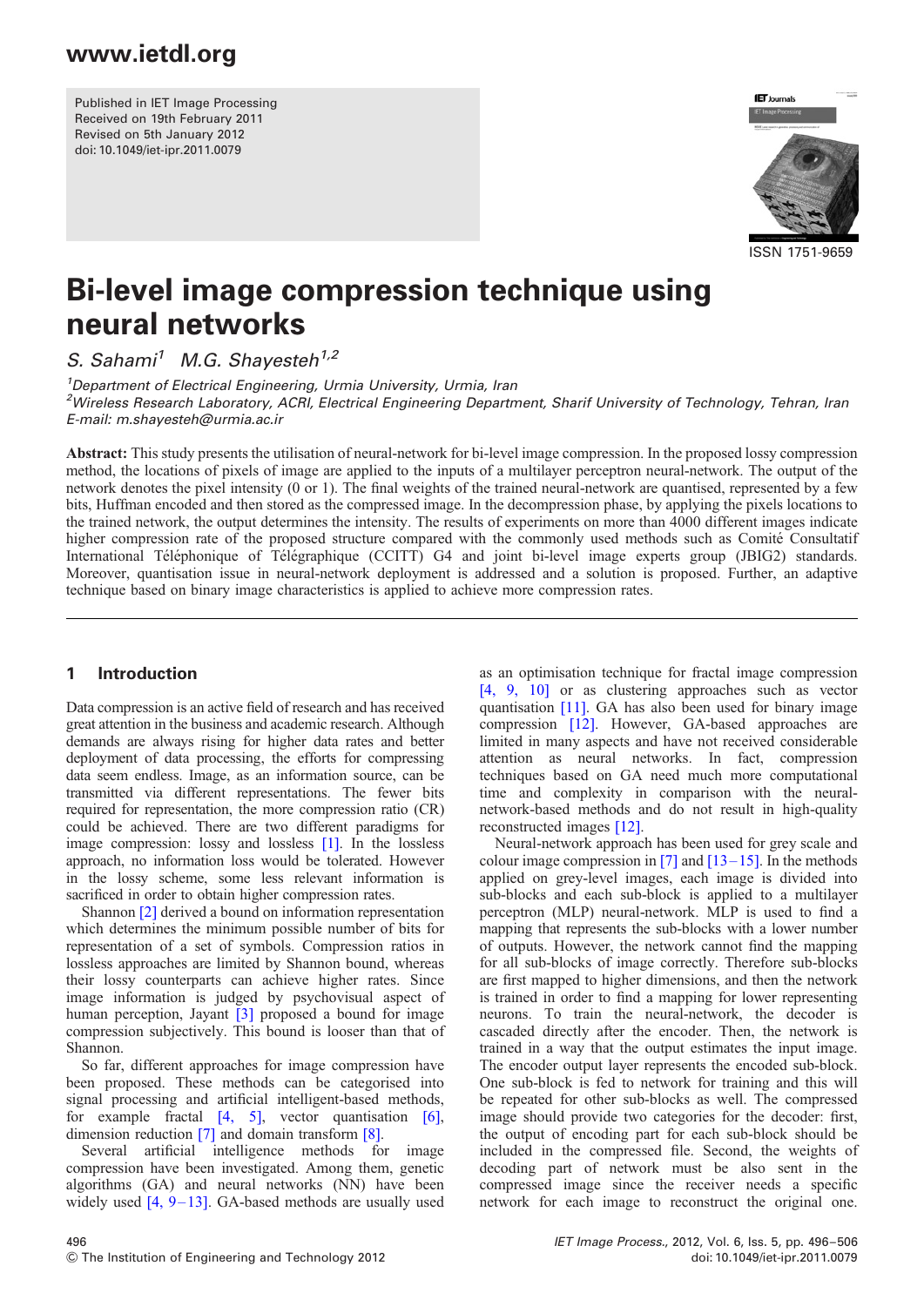Published in IET Image Processing
Received on 19th February 2011
Revised on 5th January 2012
doi: 10.1049/iet-ipr.2011.0079

ISSN 1751-9659

# Bi-level image compression technique using neural networks

*S. Sahami*[1] *M.G. Shayesteh*[1,2]

[1]*Department of Electrical Engineering, Urmia University, Urmia, Iran*
[2]*Wireless Research Laboratory, ACRI, Electrical Engineering Department, Sharif University of Technology, Tehran, Iran*
*E-mail: m.shayesteh@urmia.ac.ir*

**Abstract:** This study presents the utilisation of neural-network for bi-level image compression. In the proposed lossy compression method, the locations of pixels of image are applied to the inputs of a multilayer perceptron neural-network. The output of the network denotes the pixel intensity (0 or 1). The final weights of the trained neural-network are quantised, represented by a few bits, Huffman encoded and then stored as the compressed image. In the decompression phase, by applying the pixels locations to the trained network, the output determines the intensity. The results of experiments on more than 4000 different images indicate higher compression rate of the proposed structure compared with the commonly used methods such as Comité Consultatif International Téléphonique of Télégraphique (CCITT) G4 and joint bi-level image experts group (JBIG2) standards. Moreover, quantisation issue in neural-network deployment is addressed and a solution is proposed. Further, an adaptive technique based on binary image characteristics is applied to achieve more compression rates.

## 1 Introduction

Data compression is an active field of research and has received great attention in the business and academic research. Although demands are always rising for higher data rates and better deployment of data processing, the efforts for compressing data seem endless. Image, as an information source, can be transmitted via different representations. The fewer bits required for representation, the more compression ratio (CR) could be achieved. There are two different paradigms for image compression: lossy and lossless [1]. In the lossless approach, no information loss would be tolerated. However in the lossy scheme, some less relevant information is sacrificed in order to obtain higher compression rates.

Shannon [2] derived a bound on information representation which determines the minimum possible number of bits for representation of a set of symbols. Compression ratios in lossless approaches are limited by Shannon bound, whereas their lossy counterparts can achieve higher rates. Since image information is judged by psychovisual aspect of human perception, Jayant [3] proposed a bound for image compression subjectively. This bound is looser than that of Shannon.

So far, different approaches for image compression have been proposed. These methods can be categorised into signal processing and artificial intelligent-based methods, for example fractal [4, 5], vector quantisation [6], dimension reduction [7] and domain transform [8].

Several artificial intelligence methods for image compression have been investigated. Among them, genetic algorithms (GA) and neural networks (NN) have been widely used [4, 9–13]. GA-based methods are usually used as an optimisation technique for fractal image compression [4, 9, 10] or as clustering approaches such as vector quantisation [11]. GA has also been used for binary image compression [12]. However, GA-based approaches are limited in many aspects and have not received considerable attention as neural networks. In fact, compression techniques based on GA need much more computational time and complexity in comparison with the neural-network-based methods and do not result in high-quality reconstructed images [12].

Neural-network approach has been used for grey scale and colour image compression in [7] and [13–15]. In the methods applied on grey-level images, each image is divided into sub-blocks and each sub-block is applied to a multilayer perceptron (MLP) neural-network. MLP is used to find a mapping that represents the sub-blocks with a lower number of outputs. However, the network cannot find the mapping for all sub-blocks of image correctly. Therefore sub-blocks are first mapped to higher dimensions, and then the network is trained in order to find a mapping for lower representing neurons. To train the neural-network, the decoder is cascaded directly after the encoder. Then, the network is trained in a way that the output estimates the input image. The encoder output layer represents the encoded sub-block. One sub-block is fed to network for training and this will be repeated for other sub-blocks as well. The compressed image should provide two categories for the decoder: first, the output of encoding part for each sub-block should be included in the compressed file. Second, the weights of decoding part of network must be also sent in the compressed image since the receiver needs a specific network for each image to reconstruct the original one.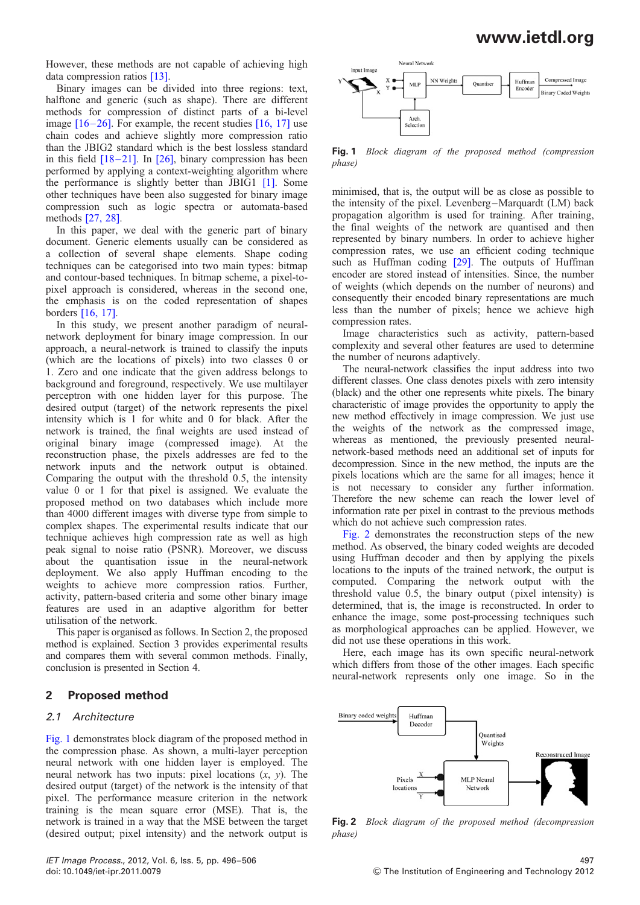However, these methods are not capable of achieving high data compression ratios [13].

Binary images can be divided into three regions: text, halftone and generic (such as shape). There are different methods for compression of distinct parts of a bi-level image [16–26]. For example, the recent studies [16, 17] use chain codes and achieve slightly more compression ratio than the JBIG2 standard which is the best lossless standard in this field [18–21]. In [26], binary compression has been performed by applying a context-weighting algorithm where the performance is slightly better than JBIG1 [1]. Some other techniques have been also suggested for binary image compression such as logic spectra or automata-based methods [27, 28].

In this paper, we deal with the generic part of binary document. Generic elements usually can be considered as a collection of several shape elements. Shape coding techniques can be categorised into two main types: bitmap and contour-based techniques. In bitmap scheme, a pixel-to-pixel approach is considered, whereas in the second one, the emphasis is on the coded representation of shapes borders [16, 17].

In this study, we present another paradigm of neural-network deployment for binary image compression. In our approach, a neural-network is trained to classify the inputs (which are the locations of pixels) into two classes 0 or 1. Zero and one indicate that the given address belongs to background and foreground, respectively. We use multilayer perceptron with one hidden layer for this purpose. The desired output (target) of the network represents the pixel intensity which is 1 for white and 0 for black. After the network is trained, the final weights are used instead of original binary image (compressed image). At the reconstruction phase, the pixels addresses are fed to the network inputs and the network output is obtained. Comparing the output with the threshold 0.5, the intensity value 0 or 1 for that pixel is assigned. We evaluate the proposed method on two databases which include more than 4000 different images with diverse type from simple to complex shapes. The experimental results indicate that our technique achieves high compression rate as well as high peak signal to noise ratio (PSNR). Moreover, we discuss about the quantisation issue in the neural-network deployment. We also apply Huffman encoding to the weights to achieve more compression ratios. Further, activity, pattern-based criteria and some other binary image features are used in an adaptive algorithm for better utilisation of the network.

This paper is organised as follows. In Section 2, the proposed method is explained. Section 3 provides experimental results and compares them with several common methods. Finally, conclusion is presented in Section 4.

## 2 Proposed method

### 2.1 Architecture

Fig. 1 demonstrates block diagram of the proposed method in the compression phase. As shown, a multi-layer perception neural network with one hidden layer is employed. The neural network has two inputs: pixel locations ($x$, $y$). The desired output (target) of the network is the intensity of that pixel. The performance measure criterion in the network training is the mean square error (MSE). That is, the network is trained in a way that the MSE between the target (desired output; pixel intensity) and the network output is minimised, that is, the output will be as close as possible to the intensity of the pixel. Levenberg–Marquardt (LM) back propagation algorithm is used for training. After training, the final weights of the network are quantised and then represented by binary numbers. In order to achieve higher compression rates, we use an efficient coding technique such as Huffman coding [29]. The outputs of Huffman encoder are stored instead of intensities. Since, the number of weights (which depends on the number of neurons) and consequently their encoded binary representations are much less than the number of pixels; hence we achieve high compression rates.

**Fig. 1** *Block diagram of the proposed method (compression phase)*

Image characteristics such as activity, pattern-based complexity and several other features are used to determine the number of neurons adaptively.

The neural-network classifies the input address into two different classes. One class denotes pixels with zero intensity (black) and the other one represents white pixels. The binary characteristic of image provides the opportunity to apply the new method effectively in image compression. We just use the weights of the network as the compressed image, whereas as mentioned, the previously presented neural-network-based methods need an additional set of inputs for decompression. Since in the new method, the inputs are the pixels locations which are the same for all images; hence it is not necessary to consider any further information. Therefore the new scheme can reach the lower level of information rate per pixel in contrast to the previous methods which do not achieve such compression rates.

Fig. 2 demonstrates the reconstruction steps of the new method. As observed, the binary coded weights are decoded using Huffman decoder and then by applying the pixels locations to the inputs of the trained network, the output is computed. Comparing the network output with the threshold value 0.5, the binary output (pixel intensity) is determined, that is, the image is reconstructed. In order to enhance the image, some post-processing techniques such as morphological approaches can be applied. However, we did not use these operations in this work.

**Fig. 2** *Block diagram of the proposed method (decompression phase)*

Here, each image has its own specific neural-network which differs from those of the other images. Each specific neural-network represents only one image. So in the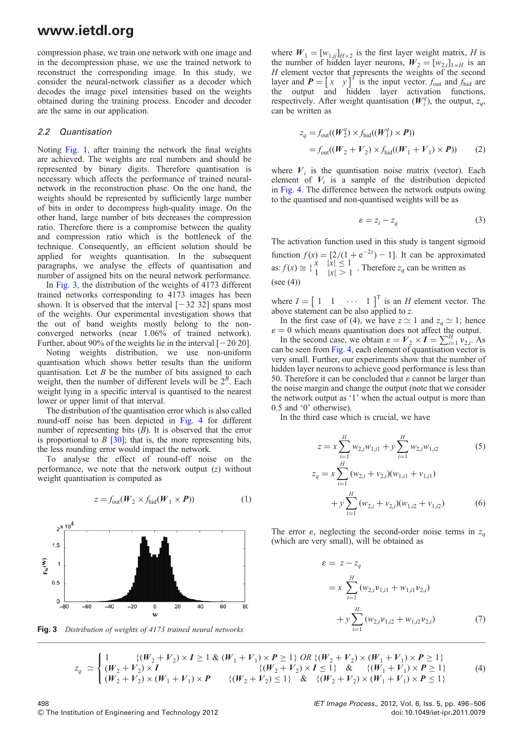compression phase, we train one network with one image and in the decompression phase, we use the trained network to reconstruct the corresponding image. In this study, we consider the neural-network classifier as a decoder which decodes the image pixel intensities based on the weights obtained during the training process. Encoder and decoder are the same in our application.

### 2.2 Quantisation

Noting Fig. 1, after training the network the final weights are achieved. The weights are real numbers and should be represented by binary digits. Therefore quantisation is necessary which affects the performance of trained neural-network in the reconstruction phase. On the one hand, the weights should be represented by sufficiently large number of bits in order to decompress high-quality image. On the other hand, large number of bits decreases the compression ratio. Therefore there is a compromise between the quality and compression ratio which is the bottleneck of the technique. Consequently, an efficient solution should be applied for weights quantisation. In the subsequent paragraphs, we analyse the effects of quantisation and number of assigned bits on the neural network performance.

In Fig. 3, the distribution of the weights of 4173 different trained networks corresponding to 4173 images has been shown. It is observed that the interval $[-32\ 32]$ spans most of the weights. Our experimental investigation shows that the out of band weights mostly belong to the non-converged networks (near 1.06% of trained network). Further, about 90% of the weights lie in the interval $[-20\ 20]$.

Noting weights distribution, we use non-uniform quantisation which shows better results than the uniform quantisation. Let $B$ be the number of bits assigned to each weight, then the number of different levels will be $2^B$. Each weight lying in a specific interval is quantised to the nearest lower or upper limit of that interval.

The distribution of the quantisation error which is also called round-off noise has been depicted in Fig. 4 for different number of representing bits ($B$). It is observed that the error is proportional to $B$ [30]; that is, the more representing bits, the less rounding error would impact the network.

To analyse the effect of round-off noise on the performance, we note that the network output ($z$) without weight quantisation is computed as

$$z = f_{\text{out}}(\boldsymbol{W}_2 \times f_{\text{hid}}(\boldsymbol{W}_1 \times \boldsymbol{P})) \tag{1}$$

**Fig. 3** *Distribution of weights of 4173 trained neural networks*

where $\boldsymbol{W}_1 = [w_{1,ij}]_{H\times 2}$ is the first layer weight matrix, $H$ is the number of hidden layer neurons, $\boldsymbol{W}_2 = [w_{2,i}]_{1\times H}$ is an $H$ element vector that represents the weights of the second layer and $\boldsymbol{P} = [x \quad y]^{\text{T}}$ is the input vector. $f_{\text{out}}$ and $f_{\text{hid}}$ are the output and hidden layer activation functions, respectively. After weight quantisation ($\boldsymbol{W}_i^q$), the output, $z_q$, can be written as

$$\begin{aligned} z_q &= f_{\text{out}}((\boldsymbol{W}_2^q) \times f_{\text{hid}}((\boldsymbol{W}_1^q) \times \boldsymbol{P})) \\ &= f_{\text{out}}((\boldsymbol{W}_2 + \boldsymbol{V}_2) \times f_{\text{hid}}((\boldsymbol{W}_1 + \boldsymbol{V}_1) \times \boldsymbol{P})) \end{aligned} \tag{2}$$

where $\boldsymbol{V}_i$ is the quantisation noise matrix (vector). Each element of $\boldsymbol{V}_i$ is a sample of the distribution depicted in Fig. 4. The difference between the network outputs owing to the quantised and non-quantised weights will be as

$$\varepsilon = z_i - z_q \tag{3}$$

The activation function used in this study is tangent sigmoid function $f(x) = [2/(1+\mathrm{e}^{-2x}) - 1]$. It can be approximated as: $f(x) \cong \begin{cases} x & |x| \le 1 \\ 1 & |x| > 1 \end{cases}$. Therefore $z_q$ can be written as (see (4))

where $I = [1 \quad 1 \quad \cdots \quad 1]^{\text{T}}$ is an $H$ element vector. The above statement can be also applied to $z$.

In the first case of (4), we have $z \simeq 1$ and $z_q \simeq 1$; hence $\varepsilon = 0$ which means quantisation does not affect the output.

In the second case, we obtain $\varepsilon = \boldsymbol{V}_2 \times \boldsymbol{I} = \sum_{i=1}^{H} v_{2,i}$. As can be seen from Fig. 4, each element of quantisation vector is very small. Further, our experiments show that the number of hidden layer neurons to achieve good performance is less than 50. Therefore it can be concluded that $\varepsilon$ cannot be larger than the noise margin and change the output (note that we consider the network output as '1' when the actual output is more than 0.5 and '0' otherwise).

In the third case which is crucial, we have

$$z = x\sum_{i=1}^{H} w_{2,i}w_{1,i1} + y\sum_{i=1}^{H} w_{2,i}w_{1,i2} \tag{5}$$

$$\begin{aligned} z_q = {} & x\sum_{i=1}^{H}(w_{2,i} + v_{2,i})(w_{1,i1} + v_{1,i1}) \\ & + y\sum_{i=1}^{H}(w_{2,i} + v_{2,i})(w_{1,i2} + v_{1,i2}) \end{aligned} \tag{6}$$

The error $\varepsilon$, neglecting the second-order noise terms in $z_q$ (which are very small), will be obtained as

$$\begin{aligned} \varepsilon &= z - z_q \\ &= x\sum_{i=1}^{H}(w_{2,i}v_{1,i1} + w_{1,i1}v_{2,i}) \\ &\quad + y\sum_{i=1}^{H}(w_{2,i}v_{1,i2} + w_{1,i2}v_{2,i}) \end{aligned} \tag{7}$$

$$z_q \simeq \begin{cases} 1 & \{(\boldsymbol{W}_2 + \boldsymbol{V}_2) \times \boldsymbol{I} \ge 1 \ \&\ (\boldsymbol{W}_1 + \boldsymbol{V}_1) \times \boldsymbol{P} \ge 1\} \ OR\ \{(\boldsymbol{W}_2 + \boldsymbol{V}_2) \times (\boldsymbol{W}_1 + \boldsymbol{V}_1) \times \boldsymbol{P} \ge 1\} \\ (\boldsymbol{W}_2 + \boldsymbol{V}_2) \times \boldsymbol{I} & \{(\boldsymbol{W}_2 + \boldsymbol{V}_2) \times \boldsymbol{I} \le 1\} \ \&\ \{(\boldsymbol{W}_1 + \boldsymbol{V}_1) \times \boldsymbol{P} \ge 1\} \\ (\boldsymbol{W}_2 + \boldsymbol{V}_2) \times (\boldsymbol{W}_1 + \boldsymbol{V}_1) \times \boldsymbol{P} & \{(\boldsymbol{W}_2 + \boldsymbol{V}_2) \le 1\} \ \&\ \{(\boldsymbol{W}_2 + \boldsymbol{V}_2) \times (\boldsymbol{W}_1 + \boldsymbol{V}_1) \times \boldsymbol{P} \le 1\} \end{cases} \tag{4}$$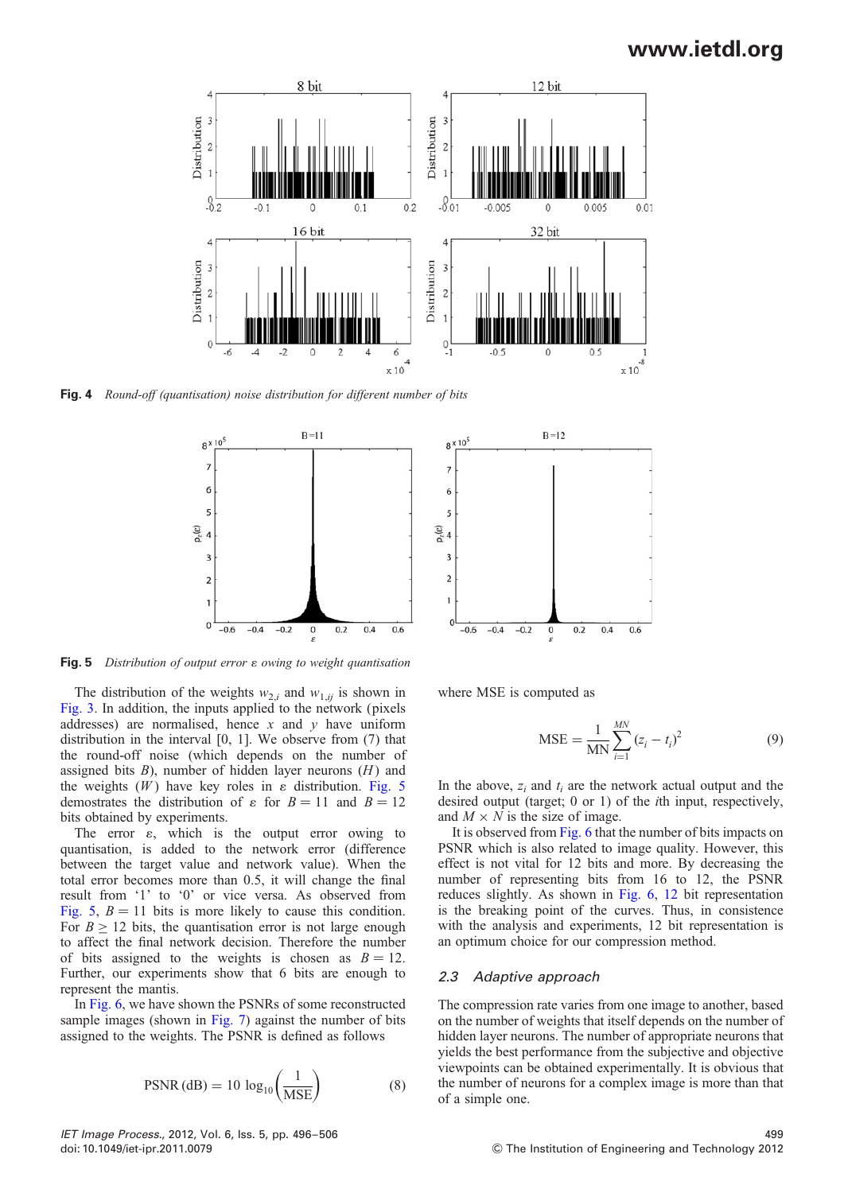Fig. 4 *Round-off (quantisation) noise distribution for different number of bits*

Fig. 5 *Distribution of output error ε owing to weight quantisation*

The distribution of the weights $w_{2,i}$ and $w_{1,ij}$ is shown in Fig. 3. In addition, the inputs applied to the network (pixels addresses) are normalised, hence $x$ and $y$ have uniform distribution in the interval [0, 1]. We observe from (7) that the round-off noise (which depends on the number of assigned bits $B$), number of hidden layer neurons ($H$) and the weights ($W$) have key roles in $\varepsilon$ distribution. Fig. 5 demostrates the distribution of $\varepsilon$ for $B = 11$ and $B = 12$ bits obtained by experiments.

The error $\varepsilon$, which is the output error owing to quantisation, is added to the network error (difference between the target value and network value). When the total error becomes more than 0.5, it will change the final result from '1' to '0' or vice versa. As observed from Fig. 5, $B = 11$ bits is more likely to cause this condition. For $B \geq 12$ bits, the quantisation error is not large enough to affect the final network decision. Therefore the number of bits assigned to the weights is chosen as $B = 12$. Further, our experiments show that 6 bits are enough to represent the mantis.

In Fig. 6, we have shown the PSNRs of some reconstructed sample images (shown in Fig. 7) against the number of bits assigned to the weights. The PSNR is defined as follows

$$\text{PSNR (dB)} = 10 \log_{10}\left(\frac{1}{\text{MSE}}\right) \tag{8}$$

where MSE is computed as

$$\text{MSE} = \frac{1}{\text{MN}}\sum_{i=1}^{MN}(z_i - t_i)^2 \tag{9}$$

In the above, $z_i$ and $t_i$ are the network actual output and the desired output (target; 0 or 1) of the $i$th input, respectively, and $M \times N$ is the size of image.

It is observed from Fig. 6 that the number of bits impacts on PSNR which is also related to image quality. However, this effect is not vital for 12 bits and more. By decreasing the number of representing bits from 16 to 12, the PSNR reduces slightly. As shown in Fig. 6, 12 bit representation is the breaking point of the curves. Thus, in consistence with the analysis and experiments, 12 bit representation is an optimum choice for our compression method.

### 2.3 Adaptive approach

The compression rate varies from one image to another, based on the number of weights that itself depends on the number of hidden layer neurons. The number of appropriate neurons that yields the best performance from the subjective and objective viewpoints can be obtained experimentally. It is obvious that the number of neurons for a complex image is more than that of a simple one.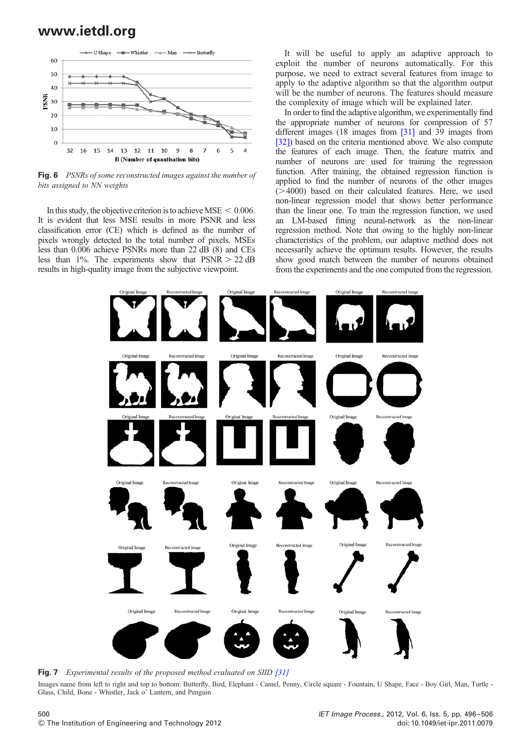Fig. 6 *PSNRs of some reconstructed images against the number of bits assigned to NN weights*

In this study, the objective criterion is to achieve MSE $< 0.006$. It is evident that less MSE results in more PSNR and less classification error (CE) which is defined as the number of pixels wrongly detected to the total number of pixels. MSEs less than 0.006 achieve PSNRs more than 22 dB (8) and CEs less than 1%. The experiments show that PSNR $> 22$ dB results in high-quality image from the subjective viewpoint.

It will be useful to apply an adaptive approach to exploit the number of neurons automatically. For this purpose, we need to extract several features from image to apply to the adaptive algorithm so that the algorithm output will be the number of neurons. The features should measure the complexity of image which will be explained later.

In order to find the adaptive algorithm, we experimentally find the appropriate number of neurons for compression of 57 different images (18 images from [31] and 39 images from [32]) based on the criteria mentioned above. We also compute the features of each image. Then, the feature matrix and number of neurons are used for training the regression function. After training, the obtained regression function is applied to find the number of neurons of the other images (>4000) based on their calculated features. Here, we used non-linear regression model that shows better performance than the linear one. To train the regression function, we used an LM-based fitting neural-network as the non-linear regression method. Note that owing to the highly non-linear characteristics of the problem, our adaptive method does not necessarily achieve the optimum results. However, the results show good match between the number of neurons obtained from the experiments and the one computed from the regression.

Fig. 7 *Experimental results of the proposed method evaluated on SIID [31]*

Images name from left to right and top to bottom: Butterfly, Bird, Elephant - Camel, Penny, Circle square - Fountain, U Shape, Face - Boy Girl, Man, Turtle - Glass, Child, Bone - Whistler, Jack o' Lantern, and Penguin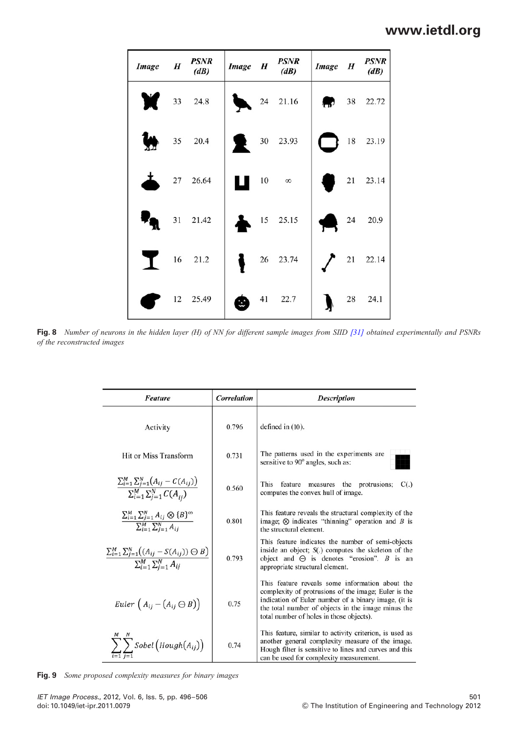| Image | H | PSNR (dB) | Image | H | PSNR (dB) | Image | H | PSNR (dB) |
|---|---|---|---|---|---|---|---|---|
| | 33 | 24.8 | | 24 | 21.16 | | 38 | 22.72 |
| | 35 | 20.4 | | 30 | 23.93 | | 18 | 23.19 |
| | 27 | 26.64 | | 10 | ∞ | | 21 | 23.14 |
| | 31 | 21.42 | | 15 | 25.15 | | 24 | 20.9 |
| | 16 | 21.2 | | 26 | 23.74 | | 21 | 22.14 |
| | 12 | 25.49 | | 41 | 22.7 | | 28 | 24.1 |

**Fig. 8** *Number of neurons in the hidden layer (H) of NN for different sample images from SIID [31] obtained experimentally and PSNRs of the reconstructed images*

| Feature | Correlation | Description |
|---|---|---|
| Activity | 0.796 | defined in (10). |
| Hit or Miss Transform | 0.731 | The patterns used in the experiments are sensitive to 90° angles, such as: |
| $\frac{\sum_{i=1}^{M}\sum_{j=1}^{N}(A_{ij} - C(A_{ij}))}{\sum_{i=1}^{M}\sum_{j=1}^{N}C(A_{ij})}$ | 0.560 | This feature measures the protrusions; C(.) computes the convex hull of image. |
| $\frac{\sum_{i=1}^{M}\sum_{j=1}^{N}A_{ij}\otimes\{B\}^{\infty}}{\sum_{i=1}^{M}\sum_{j=1}^{N}A_{ij}}$ | 0.801 | This feature reveals the structural complexity of the image; ⊗ indicates "thinning" operation and $B$ is the structural element. |
| $\frac{\sum_{i=1}^{M}\sum_{j=1}^{N}((A_{ij} - S(A_{ij}))\ominus B)}{\sum_{i=1}^{M}\sum_{j=1}^{N}A_{ij}}$ | 0.793 | This feature indicates the number of semi-objects inside an object; S(.) computes the skeleton of the object and ⊖ is denotes "erosion". $B$ is an appropriate structural element. |
| $Euler\left(A_{ij} - (A_{ij}\ominus B)\right)$ | 0.75 | This feature reveals some information about the complexity of protrusions of the image; Euler is the indication of Euler number of a binary image, (it is the total number of objects in the image minus the total number of holes in those objects). |
| $\sum_{i=1}^{M}\sum_{j=1}^{N}Sobel\left(Hough(A_{ij})\right)$ | 0.74 | This feature, similar to activity criterion, is used as another general complexity measure of the image. Hough filter is sensitive to lines and curves and this can be used for complexity measurement. |

**Fig. 9** *Some proposed complexity measures for binary images*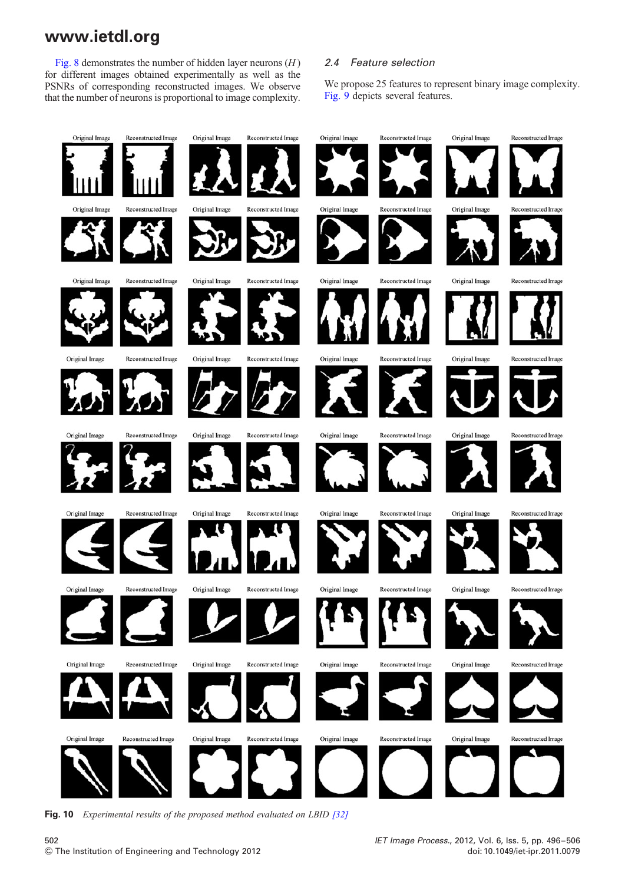Fig. 8 demonstrates the number of hidden layer neurons ($H$) for different images obtained experimentally as well as the PSNRs of corresponding reconstructed images. We observe that the number of neurons is proportional to image complexity.

### 2.4 Feature selection

We propose 25 features to represent binary image complexity. Fig. 9 depicts several features.

**Fig. 10** *Experimental results of the proposed method evaluated on LBID [32]*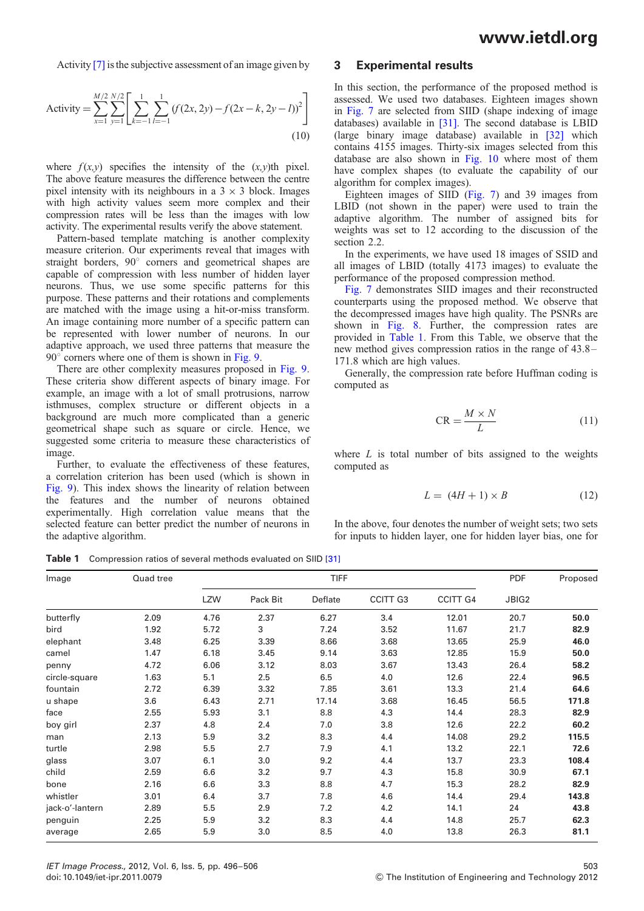Activity [7] is the subjective assessment of an image given by

$$\text{Activity} = \sum_{x=1}^{M/2} \sum_{y=1}^{N/2} \left[ \sum_{k=-1}^{1} \sum_{l=-1}^{1} (f(2x, 2y) - f(2x-k, 2y-l))^2 \right] \tag{10}$$

where $f(x,y)$ specifies the intensity of the $(x,y)$th pixel. The above feature measures the difference between the centre pixel intensity with its neighbours in a $3 \times 3$ block. Images with high activity values seem more complex and their compression rates will be less than the images with low activity. The experimental results verify the above statement.

Pattern-based template matching is another complexity measure criterion. Our experiments reveal that images with straight borders, $90^{\circ}$ corners and geometrical shapes are capable of compression with less number of hidden layer neurons. Thus, we use some specific patterns for this purpose. These patterns and their rotations and complements are matched with the image using a hit-or-miss transform. An image containing more number of a specific pattern can be represented with lower number of neurons. In our adaptive approach, we used three patterns that measure the $90^{\circ}$ corners where one of them is shown in Fig. 9.

There are other complexity measures proposed in Fig. 9. These criteria show different aspects of binary image. For example, an image with a lot of small protrusions, narrow isthmuses, complex structure or different objects in a background are much more complicated than a generic geometrical shape such as square or circle. Hence, we suggested some criteria to measure these characteristics of image.

Further, to evaluate the effectiveness of these features, a correlation criterion has been used (which is shown in Fig. 9). This index shows the linearity of relation between the features and the number of neurons obtained experimentally. High correlation value means that the selected feature can better predict the number of neurons in the adaptive algorithm.

## 3 Experimental results

In this section, the performance of the proposed method is assessed. We used two databases. Eighteen images shown in Fig. 7 are selected from SIID (shape indexing of image databases) available in [31]. The second database is LBID (large binary image database) available in [32] which contains 4155 images. Thirty-six images selected from this database are also shown in Fig. 10 where most of them have complex shapes (to evaluate the capability of our algorithm for complex images).

Eighteen images of SIID (Fig. 7) and 39 images from LBID (not shown in the paper) were used to train the adaptive algorithm. The number of assigned bits for weights was set to 12 according to the discussion of the section 2.2.

In the experiments, we have used 18 images of SSID and all images of LBID (totally 4173 images) to evaluate the performance of the proposed compression method.

Fig. 7 demonstrates SIID images and their reconstructed counterparts using the proposed method. We observe that the decompressed images have high quality. The PSNRs are shown in Fig. 8. Further, the compression rates are provided in Table 1. From this Table, we observe that the new method gives compression ratios in the range of 43.8–171.8 which are high values.

Generally, the compression rate before Huffman coding is computed as

$$\text{CR} = \frac{M \times N}{L} \tag{11}$$

where $L$ is total number of bits assigned to the weights computed as

$$L = (4H + 1) \times B \tag{12}$$

In the above, four denotes the number of weight sets; two sets for inputs to hidden layer, one for hidden layer bias, one for

**Table 1** Compression ratios of several methods evaluated on SIID [31]

| Image | Quad tree | TIFF | | | | | PDF | Proposed |
|---|---|---|---|---|---|---|---|---|
| | | LZW | Pack Bit | Deflate | CCITT G3 | CCITT G4 | JBIG2 | |
| butterfly | 2.09 | 4.76 | 2.37 | 6.27 | 3.4 | 12.01 | 20.7 | **50.0** |
| bird | 1.92 | 5.72 | 3 | 7.24 | 3.52 | 11.67 | 21.7 | **82.9** |
| elephant | 3.48 | 6.25 | 3.39 | 8.66 | 3.68 | 13.65 | 25.9 | **46.0** |
| camel | 1.47 | 6.18 | 3.45 | 9.14 | 3.63 | 12.85 | 15.9 | **50.0** |
| penny | 4.72 | 6.06 | 3.12 | 8.03 | 3.67 | 13.43 | 26.4 | **58.2** |
| circle-square | 1.63 | 5.1 | 2.5 | 6.5 | 4.0 | 12.6 | 22.4 | **96.5** |
| fountain | 2.72 | 6.39 | 3.32 | 7.85 | 3.61 | 13.3 | 21.4 | **64.6** |
| u shape | 3.6 | 6.43 | 2.71 | 17.14 | 3.68 | 16.45 | 56.5 | **171.8** |
| face | 2.55 | 5.93 | 3.1 | 8.8 | 4.3 | 14.4 | 28.3 | **82.9** |
| boy girl | 2.37 | 4.8 | 2.4 | 7.0 | 3.8 | 12.6 | 22.2 | **60.2** |
| man | 2.13 | 5.9 | 3.2 | 8.3 | 4.4 | 14.08 | 29.2 | **115.5** |
| turtle | 2.98 | 5.5 | 2.7 | 7.9 | 4.1 | 13.2 | 22.1 | **72.6** |
| glass | 3.07 | 6.1 | 3.0 | 9.2 | 4.4 | 13.7 | 23.3 | **108.4** |
| child | 2.59 | 6.6 | 3.2 | 9.7 | 4.3 | 15.8 | 30.9 | **67.1** |
| bone | 2.16 | 6.6 | 3.3 | 8.8 | 4.7 | 15.3 | 28.2 | **82.9** |
| whistler | 3.01 | 6.4 | 3.7 | 7.8 | 4.6 | 14.4 | 29.4 | **143.8** |
| jack-o'-lantern | 2.89 | 5.5 | 2.9 | 7.2 | 4.2 | 14.1 | 24 | **43.8** |
| penguin | 2.25 | 5.9 | 3.2 | 8.3 | 4.4 | 14.8 | 25.7 | **62.3** |
| average | 2.65 | 5.9 | 3.0 | 8.5 | 4.0 | 13.8 | 26.3 | **81.1** |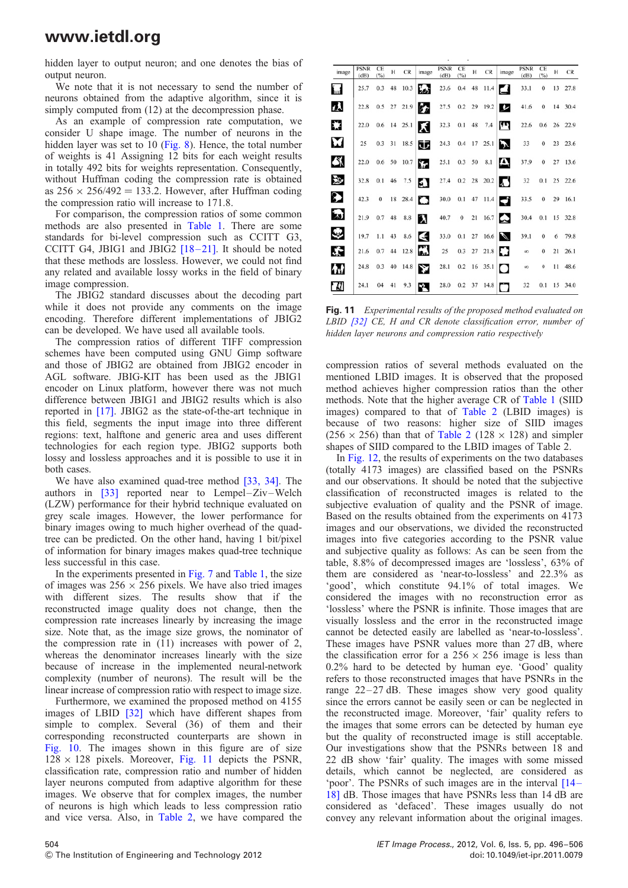hidden layer to output neuron; and one denotes the bias of output neuron.

We note that it is not necessary to send the number of neurons obtained from the adaptive algorithm, since it is simply computed from (12) at the decompression phase.

As an example of compression rate computation, we consider U shape image. The number of neurons in the hidden layer was set to 10 (Fig. 8). Hence, the total number of weights is 41 Assigning 12 bits for each weight results in totally 492 bits for weights representation. Consequently, without Huffman coding the compression rate is obtained as $256 \times 256/492 = 133.2$. However, after Huffman coding the compression ratio will increase to 171.8.

For comparison, the compression ratios of some common methods are also presented in Table 1. There are some standards for bi-level compression such as CCITT G3, CCITT G4, JBIG1 and JBIG2 [18–21]. It should be noted that these methods are lossless. However, we could not find any related and available lossy works in the field of binary image compression.

The JBIG2 standard discusses about the decoding part while it does not provide any comments on the image encoding. Therefore different implementations of JBIG2 can be developed. We have used all available tools.

The compression ratios of different TIFF compression schemes have been computed using GNU Gimp software and those of JBIG2 are obtained from JBIG2 encoder in AGL software. JBIG-KIT has been used as the JBIG1 encoder on Linux platform, however there was not much difference between JBIG1 and JBIG2 results which is also reported in [17]. JBIG2 as the state-of-the-art technique in this field, segments the input image into three different regions: text, halftone and generic area and uses different technologies for each region type. JBIG2 supports both lossy and lossless approaches and it is possible to use it in both cases.

We have also examined quad-tree method [33, 34]. The authors in [33] reported near to Lempel–Ziv–Welch (LZW) performance for their hybrid technique evaluated on grey scale images. However, the lower performance for binary images owing to much higher overhead of the quad-tree can be predicted. On the other hand, having 1 bit/pixel of information for binary images makes quad-tree technique less successful in this case.

In the experiments presented in Fig. 7 and Table 1, the size of images was $256 \times 256$ pixels. We have also tried images with different sizes. The results show that if the reconstructed image quality does not change, then the compression rate increases linearly by increasing the image size. Note that, as the image size grows, the nominator of the compression rate in (11) increases with power of 2, whereas the denominator increases linearly with the size because of increase in the implemented neural-network complexity (number of neurons). The result will be the linear increase of compression ratio with respect to image size.

Furthermore, we examined the proposed method on 4155 images of LBID [32] which have different shapes from simple to complex. Several (36) of them and their corresponding reconstructed counterparts are shown in Fig. 10. The images shown in this figure are of size $128 \times 128$ pixels. Moreover, Fig. 11 depicts the PSNR, classification rate, compression ratio and number of hidden layer neurons computed from adaptive algorithm for these images. We observe that for complex images, the number of neurons is high which leads to less compression ratio and vice versa. Also, in Table 2, we have compared the compression ratios of several methods evaluated on the mentioned LBID images. It is observed that the proposed method achieves higher compression ratios than the other methods. Note that the higher average CR of Table 1 (SIID images) compared to that of Table 2 (LBID images) is because of two reasons: higher size of SIID images ($256 \times 256$) than that of Table 2 ($128 \times 128$) and simpler shapes of SIID compared to the LBID images of Table 2.

| image | PSNR (dB) | CE (%) | H | CR | image | PSNR (dB) | CE (%) | H | CR | image | PSNR (dB) | CE (%) | H | CR |
|---|---|---|---|---|---|---|---|---|---|---|---|---|---|---|
| | 25.7 | 0.3 | 48 | 10.3 | | 23.6 | 0.4 | 48 | 11.4 | | 33.1 | 0 | 13 | 27.8 |
| | 22.8 | 0.5 | 27 | 21.9 | | 27.5 | 0.2 | 29 | 19.2 | | 41.6 | 0 | 14 | 30.4 |
| | 22.0 | 0.6 | 14 | 25.1 | | 32.3 | 0.1 | 48 | 7.4 | | 22.6 | 0.6 | 26 | 22.9 |
| | 25 | 0.3 | 31 | 18.5 | | 24.3 | 0.4 | 17 | 25.1 | | 33 | 0 | 23 | 23.6 |
| | 22.0 | 0.6 | 50 | 10.7 | | 25.1 | 0.3 | 50 | 8.1 | | 37.9 | 0 | 27 | 13.6 |
| | 32.8 | 0.1 | 46 | 7.5 | | 27.4 | 0.2 | 28 | 20.2 | | 32 | 0.1 | 25 | 22.6 |
| | 42.3 | 0 | 18 | 28.4 | | 30.0 | 0.1 | 47 | 11.4 | | 33.5 | 0 | 29 | 16.1 |
| | 21.9 | 0.7 | 48 | 8.8 | | 40.7 | 0 | 21 | 16.7 | | 30.4 | 0.1 | 15 | 32.8 |
| | 19.7 | 1.1 | 43 | 8.6 | | 33.0 | 0.1 | 27 | 16.6 | | 39.1 | 0 | 6 | 79.8 |
| | 21.6 | 0.7 | 44 | 12.8 | | 25 | 0.3 | 27 | 21.8 | | ∞ | 0 | 21 | 26.1 |
| | 24.8 | 0.3 | 40 | 14.8 | | 28.1 | 0.2 | 16 | 35.1 | | ∞ | 0 | 11 | 48.6 |
| | 24.1 | 04 | 41 | 9.3 | | 28.0 | 0.2 | 37 | 14.8 | | 32 | 0.1 | 15 | 34.0 |

**Fig. 11** *Experimental results of the proposed method evaluated on LBID [32] CE, H and CR denote classification error, number of hidden layer neurons and compression ratio respectively*

In Fig. 12, the results of experiments on the two databases (totally 4173 images) are classified based on the PSNRs and our observations. It should be noted that the subjective classification of reconstructed images is related to the subjective evaluation of quality and the PSNR of image. Based on the results obtained from the experiments on 4173 images and our observations, we divided the reconstructed images into five categories according to the PSNR value and subjective quality as follows: As can be seen from the table, 8.8% of decompressed images are 'lossless', 63% of them are considered as 'near-to-lossless' and 22.3% as 'good', which constitute 94.1% of total images. We considered the images with no reconstruction error as 'lossless' where the PSNR is infinite. Those images that are visually lossless and the error in the reconstructed image cannot be detected easily are labelled as 'near-to-lossless'. These images have PSNR values more than 27 dB, where the classification error for a $256 \times 256$ image is less than 0.2% hard to be detected by human eye. 'Good' quality refers to those reconstructed images that have PSNRs in the range 22–27 dB. These images show very good quality since the errors cannot be easily seen or can be neglected in the reconstructed image. Moreover, 'fair' quality refers to the images that some errors can be detected by human eye but the quality of reconstructed image is still acceptable. Our investigations show that the PSNRs between 18 and 22 dB show 'fair' quality. The images with some missed details, which cannot be neglected, are considered as 'poor'. The PSNRs of such images are in the interval [14–18] dB. Those images that have PSNRs less than 14 dB are considered as 'defaced'. These images usually do not convey any relevant information about the original images.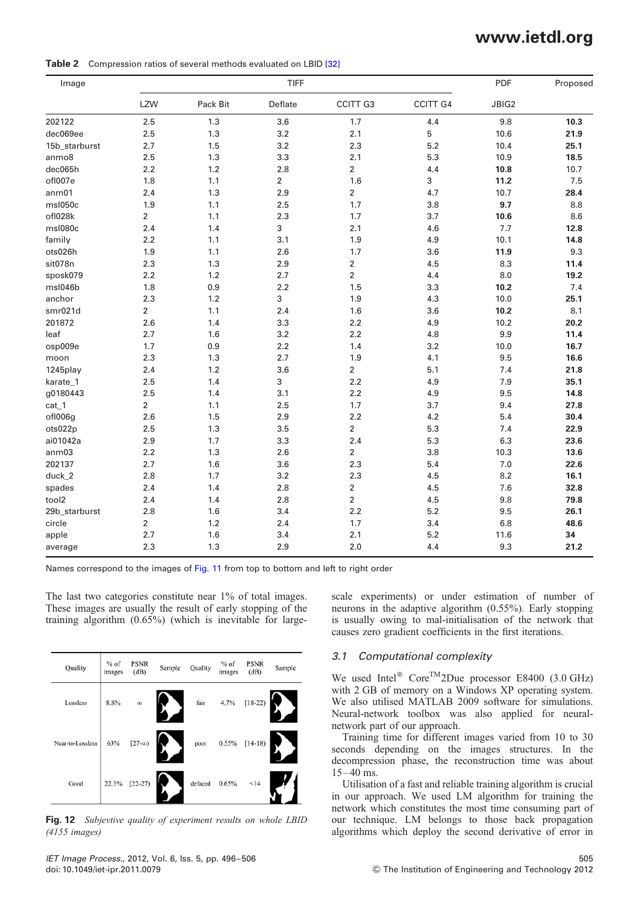**Table 2** Compression ratios of several methods evaluated on LBID [32]

| Image | TIFF | | | | | PDF | Proposed |
|---|---|---|---|---|---|---|---|
| | LZW | Pack Bit | Deflate | CCITT G3 | CCITT G4 | JBIG2 | |
| 202122 | 2.5 | 1.3 | 3.6 | 1.7 | 4.4 | 9.8 | **10.3** |
| dec069ee | 2.5 | 1.3 | 3.2 | 2.1 | 5 | 10.6 | **21.9** |
| 15b_starburst | 2.7 | 1.5 | 3.2 | 2.3 | 5.2 | 10.4 | **25.1** |
| anmo8 | 2.5 | 1.3 | 3.3 | 2.1 | 5.3 | 10.9 | **18.5** |
| dec065h | 2.2 | 1.2 | 2.8 | 2 | 4.4 | **10.8** | 10.7 |
| ofl007e | 1.8 | 1.1 | 2 | 1.6 | 3 | **11.2** | 7.5 |
| anm01 | 2.4 | 1.3 | 2.9 | 2 | 4.7 | 10.7 | **28.4** |
| msl050c | 1.9 | 1.1 | 2.5 | 1.7 | 3.8 | **9.7** | 8.8 |
| ofl028k | 2 | 1.1 | 2.3 | 1.7 | 3.7 | **10.6** | 8.6 |
| msl080c | 2.4 | 1.4 | 3 | 2.1 | 4.6 | 7.7 | **12.8** |
| family | 2.2 | 1.1 | 3.1 | 1.9 | 4.9 | 10.1 | **14.8** |
| ots026h | 1.9 | 1.1 | 2.6 | 1.7 | 3.6 | **11.9** | 9.3 |
| sit078n | 2.3 | 1.3 | 2.9 | 2 | 4.5 | 8.3 | **11.4** |
| sposk079 | 2.2 | 1.2 | 2.7 | 2 | 4.4 | 8.0 | **19.2** |
| msl046b | 1.8 | 0.9 | 2.2 | 1.5 | 3.3 | **10.2** | 7.4 |
| anchor | 2.3 | 1.2 | 3 | 1.9 | 4.3 | 10.0 | **25.1** |
| smr021d | 2 | 1.1 | 2.4 | 1.6 | 3.6 | **10.2** | 8.1 |
| 201872 | 2.6 | 1.4 | 3.3 | 2.2 | 4.9 | 10.2 | **20.2** |
| leaf | 2.7 | 1.6 | 3.2 | 2.2 | 4.8 | 9.9 | **11.4** |
| osp009e | 1.7 | 0.9 | 2.2 | 1.4 | 3.2 | 10.0 | **16.7** |
| moon | 2.3 | 1.3 | 2.7 | 1.9 | 4.1 | 9.5 | **16.6** |
| 1245play | 2.4 | 1.2 | 3.6 | 2 | 5.1 | 7.4 | **21.8** |
| karate_1 | 2.5 | 1.4 | 3 | 2.2 | 4.9 | 7.9 | **35.1** |
| g0180443 | 2.5 | 1.4 | 3.1 | 2.2 | 4.9 | 9.5 | **14.8** |
| cat_1 | 2 | 1.1 | 2.5 | 1.7 | 3.7 | 9.4 | **27.8** |
| ofl006g | 2.6 | 1.5 | 2.9 | 2.2 | 4.2 | 5.4 | **30.4** |
| ots022p | 2.5 | 1.3 | 3.5 | 2 | 5.3 | 7.4 | **22.9** |
| ai01042a | 2.9 | 1.7 | 3.3 | 2.4 | 5.3 | 6.3 | **23.6** |
| anm03 | 2.2 | 1.3 | 2.6 | 2 | 3.8 | 10.3 | **13.6** |
| 202137 | 2.7 | 1.6 | 3.6 | 2.3 | 5.4 | 7.0 | **22.6** |
| duck_2 | 2.8 | 1.7 | 3.2 | 2.3 | 4.5 | 8.2 | **16.1** |
| spades | 2.4 | 1.4 | 2.8 | 2 | 4.5 | 7.6 | **32.8** |
| tool2 | 2.4 | 1.4 | 2.8 | 2 | 4.5 | 9.8 | **79.8** |
| 29b_starburst | 2.8 | 1.6 | 3.4 | 2.2 | 5.2 | 9.5 | **26.1** |
| circle | 2 | 1.2 | 2.4 | 1.7 | 3.4 | 6.8 | **48.6** |
| apple | 2.7 | 1.6 | 3.4 | 2.1 | 5.2 | 11.6 | **34** |
| average | 2.3 | 1.3 | 2.9 | 2.0 | 4.4 | 9.3 | **21.2** |

Names correspond to the images of Fig. 11 from top to bottom and left to right order

The last two categories constitute near 1% of total images. These images are usually the result of early stopping of the training algorithm (0.65%) (which is inevitable for large-scale experiments) or under estimation of number of neurons in the adaptive algorithm (0.55%). Early stopping is usually owing to mal-initialisation of the network that causes zero gradient coefficients in the first iterations.

| Quality | % of images | PSNR (dB) | Sample | Quality | % of images | PSNR (dB) | Sample |
|---|---|---|---|---|---|---|---|
| Lossless | 8.8% | $\infty$ | | fair | 4.7% | [18-22) | |
| Near-to-Lossless | 63% | [27-$\infty$) | | poor | 0.55% | [14-18) | |
| Good | 22.3% | [22-27) | | defaced | 0.65% | <14 | |

**Fig. 12** *Subjevtive quality of experiment results on whole LBID (4155 images)*

### 3.1 Computational complexity

We used Intel® Core™2Due processor E8400 (3.0 GHz) with 2 GB of memory on a Windows XP operating system. We also utilised MATLAB 2009 software for simulations. Neural-network toolbox was also applied for neural-network part of our approach.

Training time for different images varied from 10 to 30 seconds depending on the images structures. In the decompression phase, the reconstruction time was about 15–40 ms.

Utilisation of a fast and reliable training algorithm is crucial in our approach. We used LM algorithm for training the network which constitutes the most time consuming part of our technique. LM belongs to those back propagation algorithms which deploy the second derivative of error in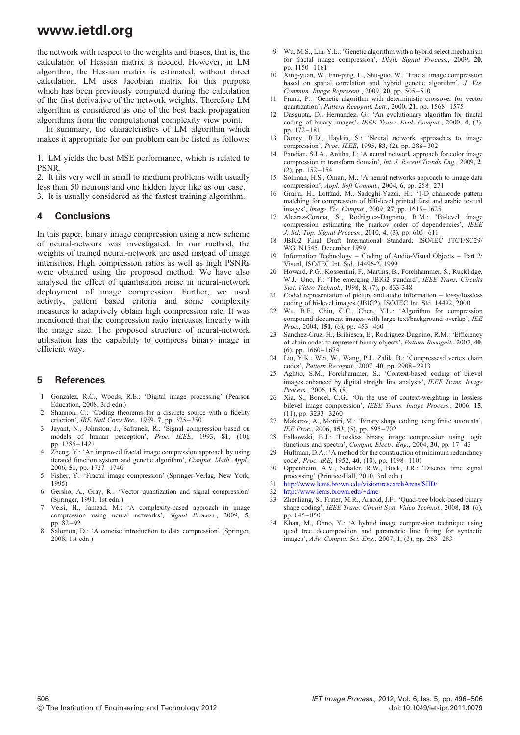the network with respect to the weights and biases, that is, the calculation of Hessian matrix is needed. However, in LM algorithm, the Hessian matrix is estimated, without direct calculation. LM uses Jacobian matrix for this purpose which has been previously computed during the calculation of the first derivative of the network weights. Therefore LM algorithm is considered as one of the best back propagation algorithms from the computational complexity view point.

In summary, the characteristics of LM algorithm which makes it appropriate for our problem can be listed as follows:

1. LM yields the best MSE performance, which is related to PSNR.
2. It fits very well in small to medium problems with usually less than 50 neurons and one hidden layer like as our case.
3. It is usually considered as the fastest training algorithm.

## 4 Conclusions

In this paper, binary image compression using a new scheme of neural-network was investigated. In our method, the weights of trained neural-network are used instead of image intensities. High compression ratios as well as high PSNRs were obtained using the proposed method. We have also analysed the effect of quantisation noise in neural-network deployment of image compression. Further, we used activity, pattern based criteria and some complexity measures to adaptively obtain high compression rate. It was mentioned that the compression ratio increases linearly with the image size. The proposed structure of neural-network utilisation has the capability to compress binary image in efficient way.

## 5 References

1. Gonzalez, R.C., Woods, R.E.: 'Digital image processing' (Pearson Education, 2008, 3rd edn.)
2. Shannon, C.: 'Coding theorems for a discrete source with a fidelity criterion', *IRE Natl Conv Rec.*, 1959, **7**, pp. 325–350
3. Jayant, N., Johnston, J., Safranek, R.: 'Signal compression based on models of human perception', *Proc. IEEE*, 1993, **81**, (10), pp. 1385–1421
4. Zheng, Y.: 'An improved fractal image compression approach by using iterated function system and genetic algorithm', *Comput. Math. Appl.*, 2006, **51**, pp. 1727–1740
5. Fisher, Y.: 'Fractal image compression' (Springer-Verlag, New York, 1995)
6. Gersho, A., Gray, R.: 'Vector quantization and signal compression' (Springer, 1991, 1st edn.)
7. Veisi, H., Jamzad, M.: 'A complexity-based approach in image compression using neural networks', *Signal Process.*, 2009, **5**, pp. 82–92
8. Salomon, D.: 'A concise introduction to data compression' (Springer, 2008, 1st edn.)
9. Wu, M.S., Lin, Y.L.: 'Genetic algorithm with a hybrid select mechanism for fractal image compression', *Digit. Signal Process.*, 2009, **20**, pp. 1150–1161
10. Xing-yuan, W., Fan-ping, L., Shu-guo, W.: 'Fractal image compression based on spatial correlation and hybrid genetic algorithm', *J. Vis. Commun. Image Represent.*, 2009, **20**, pp. 505–510
11. Franti, P.: 'Genetic algorithm with deterministic crossover for vector quantization', *Pattern Recognit. Lett.*, 2000, **21**, pp. 1568–1575
12. Dasgupta, D., Hernandez, G.: 'An evolutionary algorithm for fractal coding of binary images', *IEEE Trans. Evol. Comput.*, 2000, **4**, (2), pp. 172–181
13. Doney, R.D., Haykin, S.: 'Neural network approaches to image compression', *Proc. IEEE*, 1995, **83**, (2), pp. 288–302
14. Pandian, S.I.A., Anitha, J.: 'A neural network approach for color image compression in transform domain', *Int. J. Recent Trends Eng.*, 2009, **2**, (2), pp. 152–154
15. Soliman, H.S., Omari, M.: 'A neural networks approach to image data compression', *Appl. Soft Comput.*, 2004, **6**, pp. 258–271
16. Grailu, H., Lotfzad, M., Sadoghi-Yazdi, H.: '1-D chaincode pattern matching for compression of bBi-level printed farsi and arabic textual images', *Image Vis. Comput.*, 2009, **27**, pp. 1615–1625
17. Alcaraz-Corona, S., Rodriguez-Dagnino, R.M.: 'Bi-level image compression estimating the markov order of dependencies', *IEEE J. Sel. Top. Signal Process.*, 2010, **4**, (3), pp. 605–611
18. JBIG2 Final Draft International Standard: ISO/IEC JTC1/SC29/WG1N1545, December 1999
19. Information Technology – Coding of Audio-Visual Objects – Part 2: Visual, ISO/IEC Int. Std. 14496-2, 1999
20. Howard, P.G., Kossentini, F., Martins, B., Forchhammer, S., Rucklidge, W.J., Ono, F.: 'The emerging JBIG2 standard', *IEEE Trans. Circuits Syst. Video Technol.*, 1998, **8**, (7), p. 833-348
21. Coded representation of picture and audio information – lossy/lossless coding of bi-level images (JBIG2), ISO/IEC Int. Std. 14492, 2000
22. Wu, B.F., Chiu, C.C., Chen, Y.L.: 'Algorithm for compression compound document images with large text/background overlap', *IEE Proc.*, 2004, **151**, (6), pp. 453–460
23. Sanchez-Cruz, H., Bribiesca, E., Rodriguez-Dagnino, R.M.: 'Efficiency of chain codes to represent binary objects', *Pattern Recognit.*, 2007, **40**, (6), pp. 1660–1674
24. Liu, Y.K., Wei, W., Wang, P.J., Zalik, B.: 'Compressesd vertex chain codes', *Pattern Recognit.*, 2007, **40**, pp. 2908–2913
25. Aghtio, S.M., Forchhammer, S.: 'Context-based coding of bilevel images enhanced by digital straight line analysis', *IEEE Trans. Image Process.*, 2006, **15**, (8)
26. Xia, S., Boncel, C.G.: 'On the use of context-weighting in lossless bilevel image compression', *IEEE Trans. Image Process.*, 2006, **15**, (11), pp. 3233–3260
27. Makarov, A., Moniri, M.: 'Binary shape coding using finite automata', *IEE Proc.*, 2006, **153**, (5), pp. 695–702
28. Falkowski, B.J.: 'Lossless binary image compression using logic functions and spectra', *Comput. Electr. Eng.*, 2004, **30**, pp. 17–43
29. Huffman, D.A.: 'A method for the construction of minimum redundancy code', *Proc. IRE*, 1952, **40**, (10), pp. 1098–1101
30. Oppenheim, A.V., Schafer, R.W., Buck, J.R.: 'Discrete time signal processing' (Printice-Hall, 2010, 3rd edn.)
31. http://www.lems.brown.edu/vision/researchAreas/SIID/
32. http://www.lems.brown.edu/~dmc
33. Zhenliang, S., Frater, M.R., Arnold, J.F.: 'Quad-tree block-based binary shape coding', *IEEE Trans. Circuit Syst. Video Technol.*, 2008, **18**, (6), pp. 845–850
34. Khan, M., Ohno, Y.: 'A hybrid image compression technique using quad tree decomposition and parametric line fitting for synthetic images', *Adv. Comput. Sci. Eng.*, 2007, **1**, (3), pp. 263–283